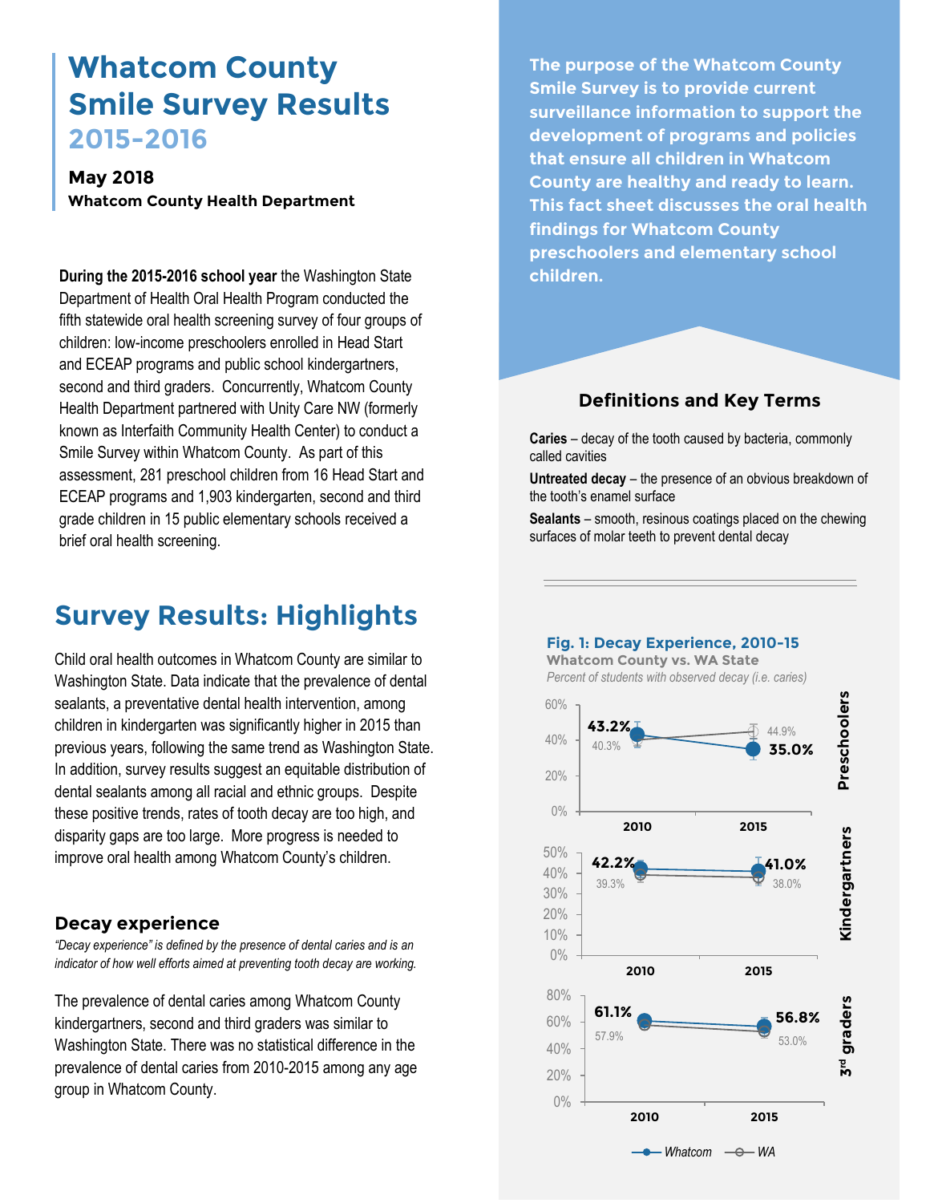# Whatcom County Smile Survey Results

## 2015-2016

**May 2018**

**Whatcom County Health Department**

**The purpose of the Whatcom County Smile Survey is to provide current surveillance information to support the development of programs and policies that ensure all children in Whatcom County are healthy and ready to learn. This fact sheet discusses the oral health findings for Whatcom County preschoolers and elementary school children.**

**During the 2015-2016 school year** the Washington State Department of Health Oral Health Program conducted the fifth statewide oral health screening survey of four groups of children: low-income preschoolers enrolled in Head Start and ECEAP programs and public school kindergartners, second and third graders. Concurrently, Whatcom County Health Department partnered with Unity Care NW (formerly known as Interfaith Community Health Center) to conduct a Smile Survey within Whatcom County. As part of this assessment, 281 preschool children from 16 Head Start and ECEAP programs and 1,903 kindergarten, second and third grade children in 15 public elementary schools received a brief oral health screening.

### Definitions and Key Terms

**Caries** – decay of the tooth caused by bacteria, commonly called cavities

**Untreated decay** – the presence of an obvious breakdown of the tooth's enamel surface

**Sealants** – smooth, resinous coatings placed on the chewing surfaces of molar teeth to prevent dental decay

## Survey Results: Highlights

Child oral health outcomes in Whatcom County are similar to Washington State. Data indicate that the prevalence of dental sealants, a preventative dental health intervention, among children in kindergarten was significantly higher in 2015 than previous years, following the same trend as Washington State. In addition, survey results suggest an equitable distribution of dental sealants among all racial and ethnic groups. Despite these positive trends, rates of tooth decay are too high, and disparity gaps are too large. More progress is needed to improve oral health among Whatcom County's children.

### Decay experience

*"Decay experience" is defined by the presence of dental caries and is an indicator of how well efforts aimed at preventing tooth decay are working.*

The prevalence of dental caries among Whatcom County kindergartners, second and third graders was similar to Washington State. There was no statistical difference in the prevalence of dental caries from 2010-2015 among any age group in Whatcom County.

**Fig. 1: Decay Experience, 2010-15**

**Whatcom County vs. WA State**

*Percent of students with observed decay (i.e. caries)*

| Group | Whatcom 2010 | Whatcom 2015 | WA 2010 | WA 2015 |
|---|---|---|---|---|
| Preschoolers | 43.2% | 35.0% | 40.3% | 44.9% |
| Kindergartners | 42.2% | 41.0% | 39.3% | 38.0% |
| 3rd graders | 61.1% | 56.8% | 57.9% | 53.0% |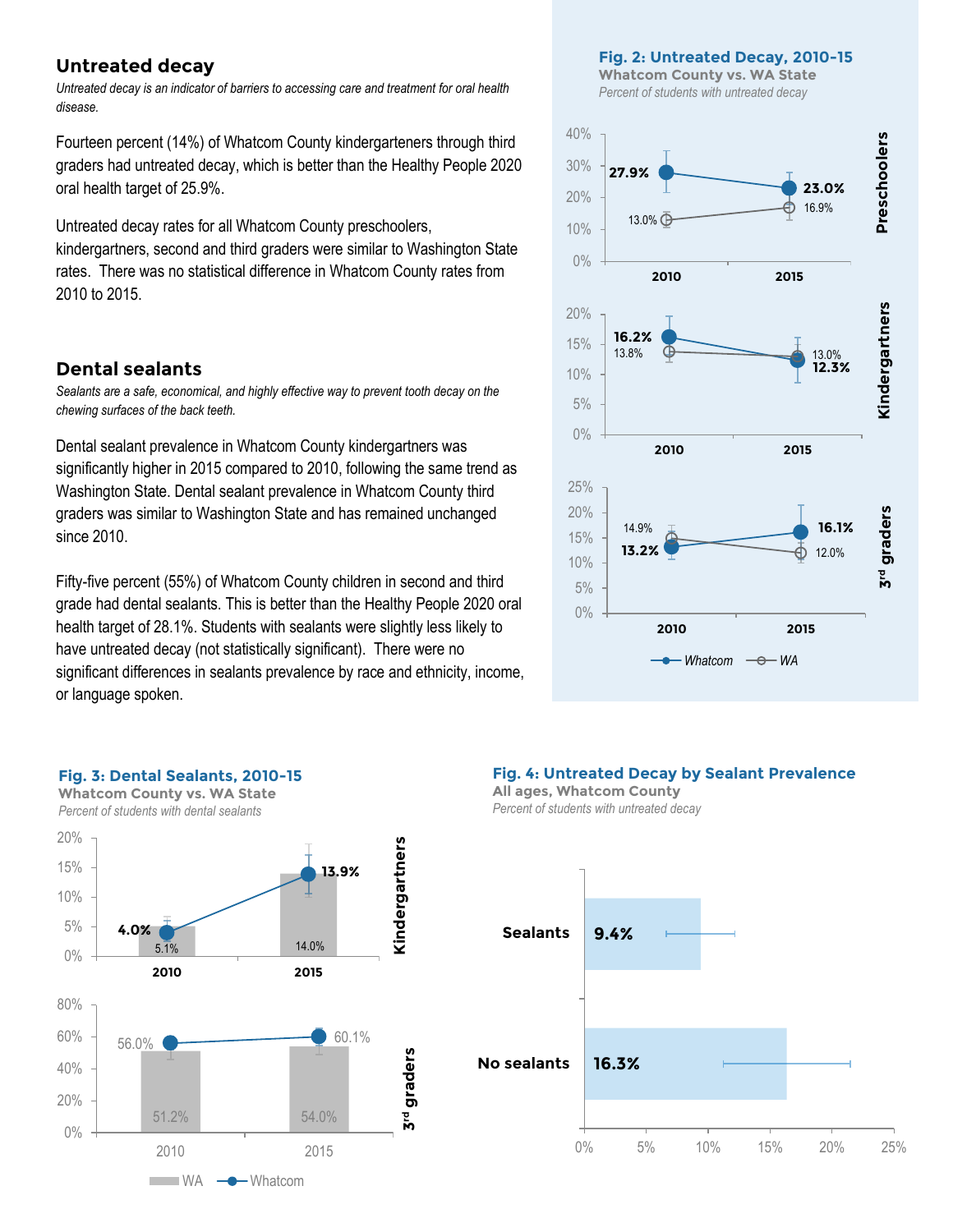## Untreated decay

*Untreated decay is an indicator of barriers to accessing care and treatment for oral health disease.*

Fourteen percent (14%) of Whatcom County kindergarteners through third graders had untreated decay, which is better than the Healthy People 2020 oral health target of 25.9%.

Untreated decay rates for all Whatcom County preschoolers, kindergartners, second and third graders were similar to Washington State rates. There was no statistical difference in Whatcom County rates from 2010 to 2015.

## Dental sealants

*Sealants are a safe, economical, and highly effective way to prevent tooth decay on the chewing surfaces of the back teeth.*

Dental sealant prevalence in Whatcom County kindergartners was significantly higher in 2015 compared to 2010, following the same trend as Washington State. Dental sealant prevalence in Whatcom County third graders was similar to Washington State and has remained unchanged since 2010.

Fifty-five percent (55%) of Whatcom County children in second and third grade had dental sealants. This is better than the Healthy People 2020 oral health target of 28.1%. Students with sealants were slightly less likely to have untreated decay (not statistically significant). There were no significant differences in sealants prevalence by race and ethnicity, income, or language spoken.

**Fig. 2: Untreated Decay, 2010-15**
**Whatcom County vs. WA State**
*Percent of students with untreated decay*

| Group | Whatcom 2010 | WA 2010 | Whatcom 2015 | WA 2015 |
|---|---|---|---|---|
| Preschoolers | 27.9% | 13.0% | 23.0% | 16.9% |
| Kindergartners | 16.2% | 13.8% | 12.3% | 13.0% |
| 3rd graders | 13.2% | 14.9% | 16.1% | 12.0% |

**Fig. 3: Dental Sealants, 2010-15**
**Whatcom County vs. WA State**
*Percent of students with dental sealants*

| Group | Whatcom 2010 | WA 2010 | Whatcom 2015 | WA 2015 |
|---|---|---|---|---|
| Kindergartners | 4.0% | 5.1% | 13.9% | 14.0% |
| 3rd graders | 56.0% | 51.2% | 60.1% | 54.0% |

**Fig. 4: Untreated Decay by Sealant Prevalence**
**All ages, Whatcom County**
*Percent of students with untreated decay*

| | Untreated decay |
|---|---|
| Sealants | 9.4% |
| No sealants | 16.3% |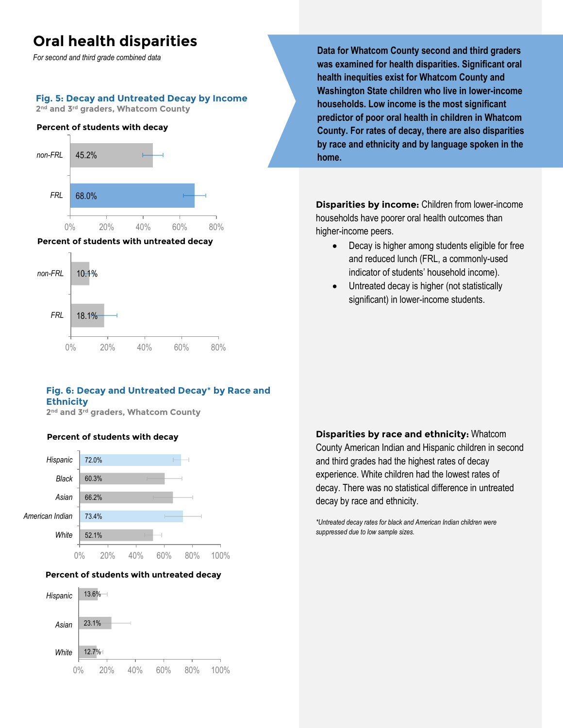# Oral health disparities

*For second and third grade combined data*

Data for Whatcom County second and third graders was examined for health disparities. Significant oral health inequities exist for Whatcom County and Washington State children who live in lower-income households. Low income is the most significant predictor of poor oral health in children in Whatcom County. For rates of decay, there are also disparities by race and ethnicity and by language spoken in the home.

### Fig. 5: Decay and Untreated Decay by Income

2nd and 3rd graders, Whatcom County

**Percent of students with decay**

| Group | Percent |
|---|---|
| non-FRL | 45.2% |
| FRL | 68.0% |

**Percent of students with untreated decay**

| Group | Percent |
|---|---|
| non-FRL | 10.1% |
| FRL | 18.1% |

**Disparities by income:** Children from lower-income households have poorer oral health outcomes than higher-income peers.

- Decay is higher among students eligible for free and reduced lunch (FRL, a commonly-used indicator of students' household income).
- Untreated decay is higher (not statistically significant) in lower-income students.

### Fig. 6: Decay and Untreated Decay* by Race and Ethnicity

2nd and 3rd graders, Whatcom County

**Percent of students with decay**

| Group | Percent |
|---|---|
| Hispanic | 72.0% |
| Black | 60.3% |
| Asian | 66.2% |
| American Indian | 73.4% |
| White | 52.1% |

**Percent of students with untreated decay**

| Group | Percent |
|---|---|
| Hispanic | 13.6% |
| Asian | 23.1% |
| White | 12.7% |

**Disparities by race and ethnicity:** Whatcom County American Indian and Hispanic children in second and third grades had the highest rates of decay experience. White children had the lowest rates of decay. There was no statistical difference in untreated decay by race and ethnicity.

*\*Untreated decay rates for black and American Indian children were suppressed due to low sample sizes.*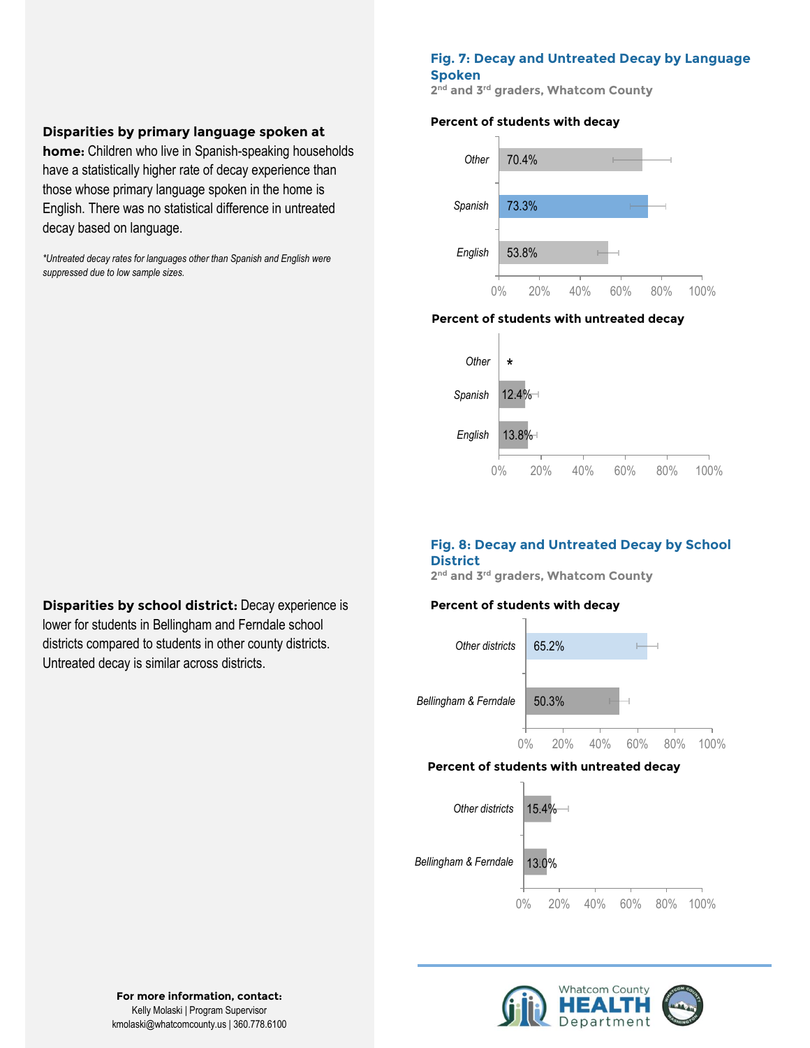**Disparities by primary language spoken at home:** Children who live in Spanish-speaking households have a statistically higher rate of decay experience than those whose primary language spoken in the home is English. There was no statistical difference in untreated decay based on language.

*\*Untreated decay rates for languages other than Spanish and English were suppressed due to low sample sizes.*

### Fig. 7: Decay and Untreated Decay by Language Spoken

**2nd and 3rd graders, Whatcom County**

**Percent of students with decay**

Other 70.4%
Spanish 73.3%
English 53.8%
0% 20% 40% 60% 80% 100%

**Percent of students with untreated decay**

Other *
Spanish 12.4%
English 13.8%
0% 20% 40% 60% 80% 100%

**Disparities by school district:** Decay experience is lower for students in Bellingham and Ferndale school districts compared to students in other county districts. Untreated decay is similar across districts.

### Fig. 8: Decay and Untreated Decay by School District

**2nd and 3rd graders, Whatcom County**

**Percent of students with decay**

Other districts 65.2%
Bellingham & Ferndale 50.3%
0% 20% 40% 60% 80% 100%

**Percent of students with untreated decay**

Other districts 15.4%
Bellingham & Ferndale 13.0%
0% 20% 40% 60% 80% 100%

**For more information, contact:**
Kelly Molaski | Program Supervisor
kmolaski@whatcomcounty.us | 360.778.6100

Whatcom County HEALTH Department